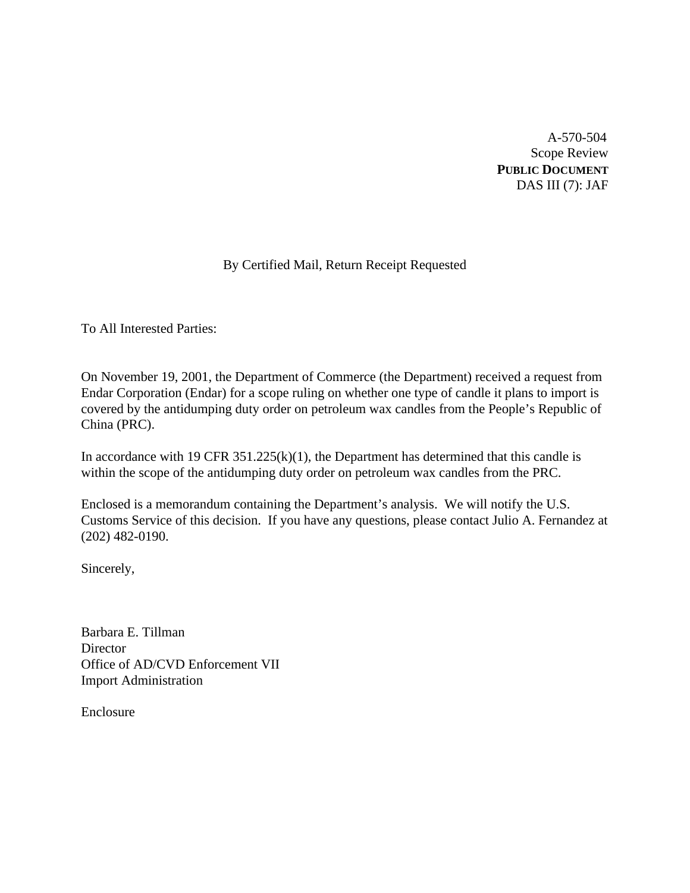A-570-504
Scope Review
**PUBLIC DOCUMENT**
DAS III (7): JAF

By Certified Mail, Return Receipt Requested

To All Interested Parties:

On November 19, 2001, the Department of Commerce (the Department) received a request from Endar Corporation (Endar) for a scope ruling on whether one type of candle it plans to import is covered by the antidumping duty order on petroleum wax candles from the People's Republic of China (PRC).

In accordance with 19 CFR 351.225(k)(1), the Department has determined that this candle is within the scope of the antidumping duty order on petroleum wax candles from the PRC.

Enclosed is a memorandum containing the Department's analysis. We will notify the U.S. Customs Service of this decision. If you have any questions, please contact Julio A. Fernandez at (202) 482-0190.

Sincerely,

Barbara E. Tillman
Director
Office of AD/CVD Enforcement VII
Import Administration

Enclosure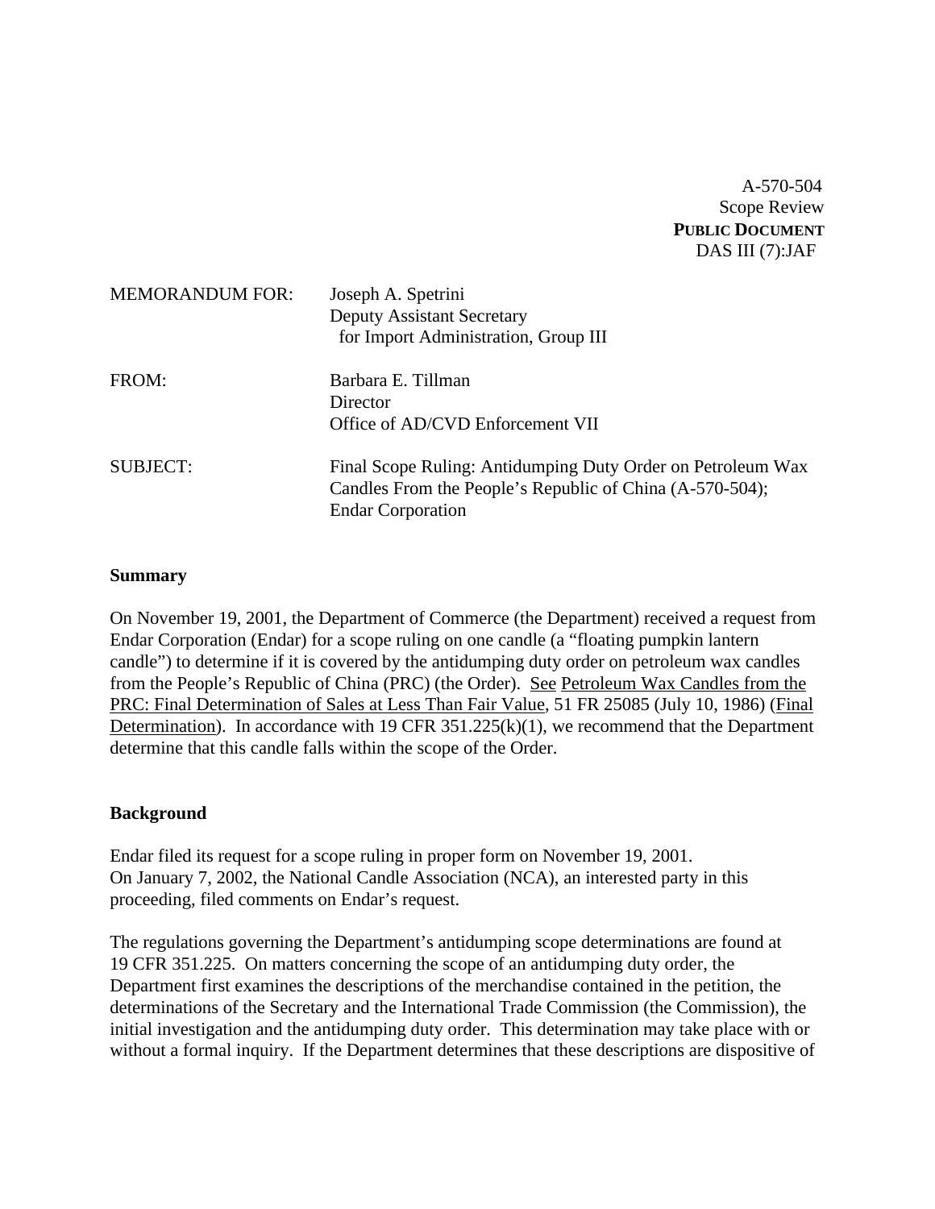A-570-504
Scope Review
**PUBLIC DOCUMENT**
DAS III (7):JAF

| | |
|---|---|
| MEMORANDUM FOR: | Joseph A. Spetrini<br>Deputy Assistant Secretary<br>for Import Administration, Group III |
| FROM: | Barbara E. Tillman<br>Director<br>Office of AD/CVD Enforcement VII |
| SUBJECT: | Final Scope Ruling: Antidumping Duty Order on Petroleum Wax Candles From the People's Republic of China (A-570-504); Endar Corporation |

**Summary**

On November 19, 2001, the Department of Commerce (the Department) received a request from Endar Corporation (Endar) for a scope ruling on one candle (a "floating pumpkin lantern candle") to determine if it is covered by the antidumping duty order on petroleum wax candles from the People's Republic of China (PRC) (the Order). See Petroleum Wax Candles from the PRC: Final Determination of Sales at Less Than Fair Value, 51 FR 25085 (July 10, 1986) (Final Determination). In accordance with 19 CFR 351.225(k)(1), we recommend that the Department determine that this candle falls within the scope of the Order.

**Background**

Endar filed its request for a scope ruling in proper form on November 19, 2001.
On January 7, 2002, the National Candle Association (NCA), an interested party in this proceeding, filed comments on Endar's request.

The regulations governing the Department's antidumping scope determinations are found at 19 CFR 351.225. On matters concerning the scope of an antidumping duty order, the Department first examines the descriptions of the merchandise contained in the petition, the determinations of the Secretary and the International Trade Commission (the Commission), the initial investigation and the antidumping duty order. This determination may take place with or without a formal inquiry. If the Department determines that these descriptions are dispositive of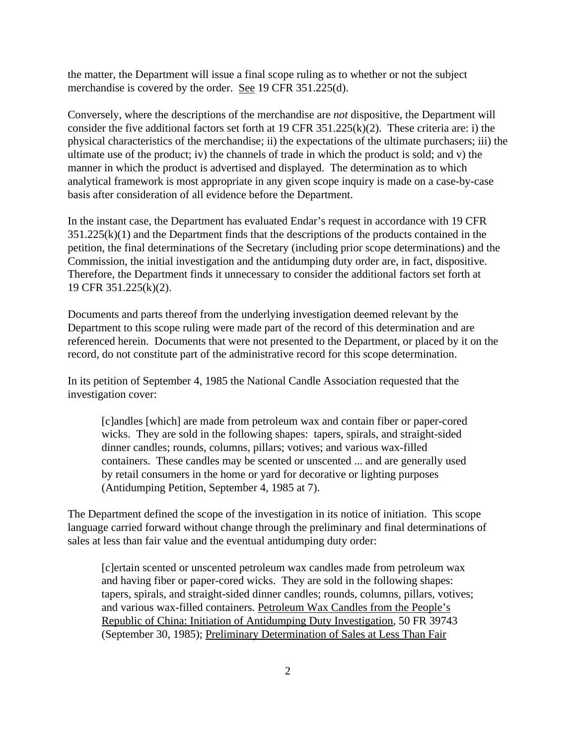the matter, the Department will issue a final scope ruling as to whether or not the subject merchandise is covered by the order. See 19 CFR 351.225(d).

Conversely, where the descriptions of the merchandise are *not* dispositive, the Department will consider the five additional factors set forth at 19 CFR 351.225(k)(2). These criteria are: i) the physical characteristics of the merchandise; ii) the expectations of the ultimate purchasers; iii) the ultimate use of the product; iv) the channels of trade in which the product is sold; and v) the manner in which the product is advertised and displayed. The determination as to which analytical framework is most appropriate in any given scope inquiry is made on a case-by-case basis after consideration of all evidence before the Department.

In the instant case, the Department has evaluated Endar's request in accordance with 19 CFR 351.225(k)(1) and the Department finds that the descriptions of the products contained in the petition, the final determinations of the Secretary (including prior scope determinations) and the Commission, the initial investigation and the antidumping duty order are, in fact, dispositive. Therefore, the Department finds it unnecessary to consider the additional factors set forth at 19 CFR 351.225(k)(2).

Documents and parts thereof from the underlying investigation deemed relevant by the Department to this scope ruling were made part of the record of this determination and are referenced herein. Documents that were not presented to the Department, or placed by it on the record, do not constitute part of the administrative record for this scope determination.

In its petition of September 4, 1985 the National Candle Association requested that the investigation cover:

> [c]andles [which] are made from petroleum wax and contain fiber or paper-cored wicks. They are sold in the following shapes: tapers, spirals, and straight-sided dinner candles; rounds, columns, pillars; votives; and various wax-filled containers. These candles may be scented or unscented ... and are generally used by retail consumers in the home or yard for decorative or lighting purposes (Antidumping Petition, September 4, 1985 at 7).

The Department defined the scope of the investigation in its notice of initiation. This scope language carried forward without change through the preliminary and final determinations of sales at less than fair value and the eventual antidumping duty order:

> [c]ertain scented or unscented petroleum wax candles made from petroleum wax and having fiber or paper-cored wicks. They are sold in the following shapes: tapers, spirals, and straight-sided dinner candles; rounds, columns, pillars, votives; and various wax-filled containers. Petroleum Wax Candles from the People's Republic of China: Initiation of Antidumping Duty Investigation, 50 FR 39743 (September 30, 1985); Preliminary Determination of Sales at Less Than Fair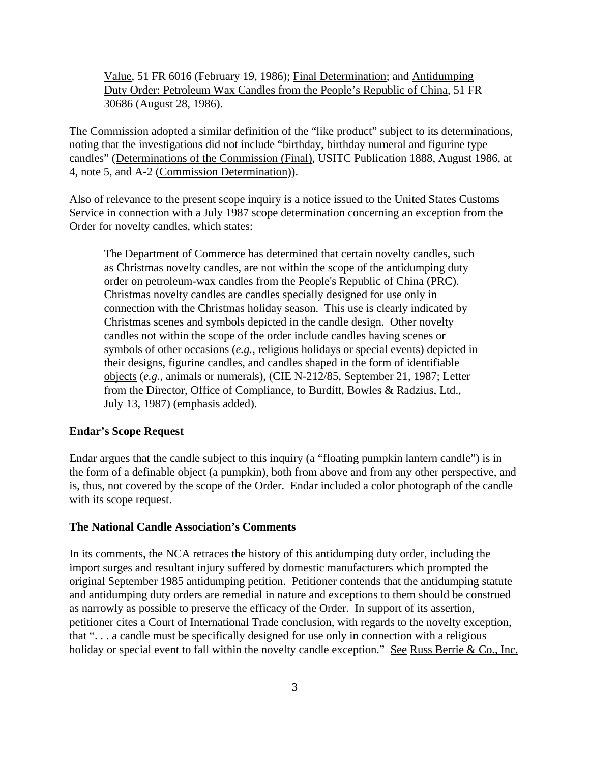Value, 51 FR 6016 (February 19, 1986); Final Determination; and Antidumping Duty Order: Petroleum Wax Candles from the People's Republic of China, 51 FR 30686 (August 28, 1986).

The Commission adopted a similar definition of the "like product" subject to its determinations, noting that the investigations did not include "birthday, birthday numeral and figurine type candles" (Determinations of the Commission (Final), USITC Publication 1888, August 1986, at 4, note 5, and A-2 (Commission Determination)).

Also of relevance to the present scope inquiry is a notice issued to the United States Customs Service in connection with a July 1987 scope determination concerning an exception from the Order for novelty candles, which states:

> The Department of Commerce has determined that certain novelty candles, such as Christmas novelty candles, are not within the scope of the antidumping duty order on petroleum-wax candles from the People's Republic of China (PRC). Christmas novelty candles are candles specially designed for use only in connection with the Christmas holiday season. This use is clearly indicated by Christmas scenes and symbols depicted in the candle design. Other novelty candles not within the scope of the order include candles having scenes or symbols of other occasions (*e.g.*, religious holidays or special events) depicted in their designs, figurine candles, and candles shaped in the form of identifiable objects (*e.g.*, animals or numerals), (CIE N-212/85, September 21, 1987; Letter from the Director, Office of Compliance, to Burditt, Bowles & Radzius, Ltd., July 13, 1987) (emphasis added).

**Endar's Scope Request**

Endar argues that the candle subject to this inquiry (a "floating pumpkin lantern candle") is in the form of a definable object (a pumpkin), both from above and from any other perspective, and is, thus, not covered by the scope of the Order. Endar included a color photograph of the candle with its scope request.

**The National Candle Association's Comments**

In its comments, the NCA retraces the history of this antidumping duty order, including the import surges and resultant injury suffered by domestic manufacturers which prompted the original September 1985 antidumping petition. Petitioner contends that the antidumping statute and antidumping duty orders are remedial in nature and exceptions to them should be construed as narrowly as possible to preserve the efficacy of the Order. In support of its assertion, petitioner cites a Court of International Trade conclusion, with regards to the novelty exception, that ". . . a candle must be specifically designed for use only in connection with a religious holiday or special event to fall within the novelty candle exception." See Russ Berrie & Co., Inc.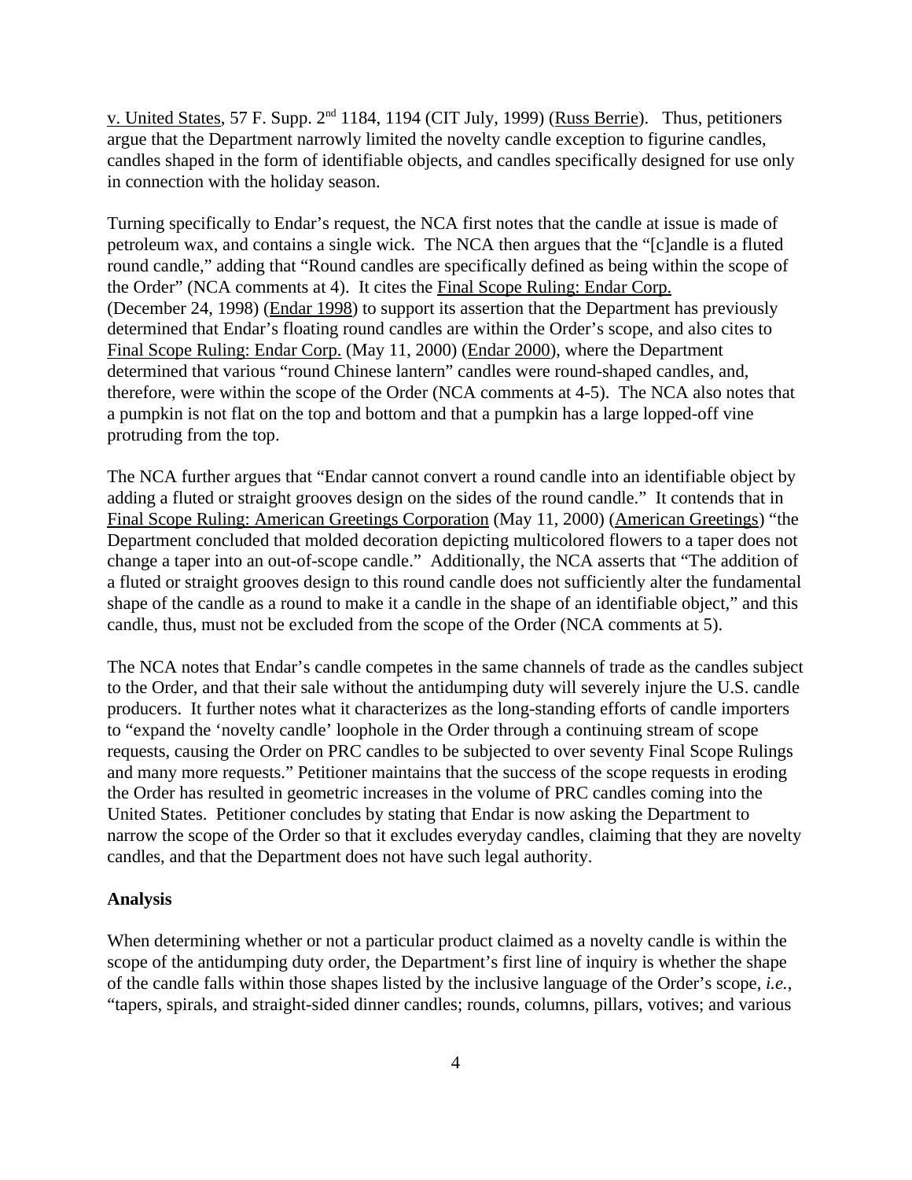v. United States, 57 F. Supp. 2nd 1184, 1194 (CIT July, 1999) (Russ Berrie). Thus, petitioners argue that the Department narrowly limited the novelty candle exception to figurine candles, candles shaped in the form of identifiable objects, and candles specifically designed for use only in connection with the holiday season.

Turning specifically to Endar's request, the NCA first notes that the candle at issue is made of petroleum wax, and contains a single wick. The NCA then argues that the "[c]andle is a fluted round candle," adding that "Round candles are specifically defined as being within the scope of the Order" (NCA comments at 4). It cites the Final Scope Ruling: Endar Corp. (December 24, 1998) (Endar 1998) to support its assertion that the Department has previously determined that Endar's floating round candles are within the Order's scope, and also cites to Final Scope Ruling: Endar Corp. (May 11, 2000) (Endar 2000), where the Department determined that various "round Chinese lantern" candles were round-shaped candles, and, therefore, were within the scope of the Order (NCA comments at 4-5). The NCA also notes that a pumpkin is not flat on the top and bottom and that a pumpkin has a large lopped-off vine protruding from the top.

The NCA further argues that "Endar cannot convert a round candle into an identifiable object by adding a fluted or straight grooves design on the sides of the round candle." It contends that in Final Scope Ruling: American Greetings Corporation (May 11, 2000) (American Greetings) "the Department concluded that molded decoration depicting multicolored flowers to a taper does not change a taper into an out-of-scope candle." Additionally, the NCA asserts that "The addition of a fluted or straight grooves design to this round candle does not sufficiently alter the fundamental shape of the candle as a round to make it a candle in the shape of an identifiable object," and this candle, thus, must not be excluded from the scope of the Order (NCA comments at 5).

The NCA notes that Endar's candle competes in the same channels of trade as the candles subject to the Order, and that their sale without the antidumping duty will severely injure the U.S. candle producers. It further notes what it characterizes as the long-standing efforts of candle importers to "expand the 'novelty candle' loophole in the Order through a continuing stream of scope requests, causing the Order on PRC candles to be subjected to over seventy Final Scope Rulings and many more requests." Petitioner maintains that the success of the scope requests in eroding the Order has resulted in geometric increases in the volume of PRC candles coming into the United States. Petitioner concludes by stating that Endar is now asking the Department to narrow the scope of the Order so that it excludes everyday candles, claiming that they are novelty candles, and that the Department does not have such legal authority.

**Analysis**

When determining whether or not a particular product claimed as a novelty candle is within the scope of the antidumping duty order, the Department's first line of inquiry is whether the shape of the candle falls within those shapes listed by the inclusive language of the Order's scope, *i.e.*, "tapers, spirals, and straight-sided dinner candles; rounds, columns, pillars, votives; and various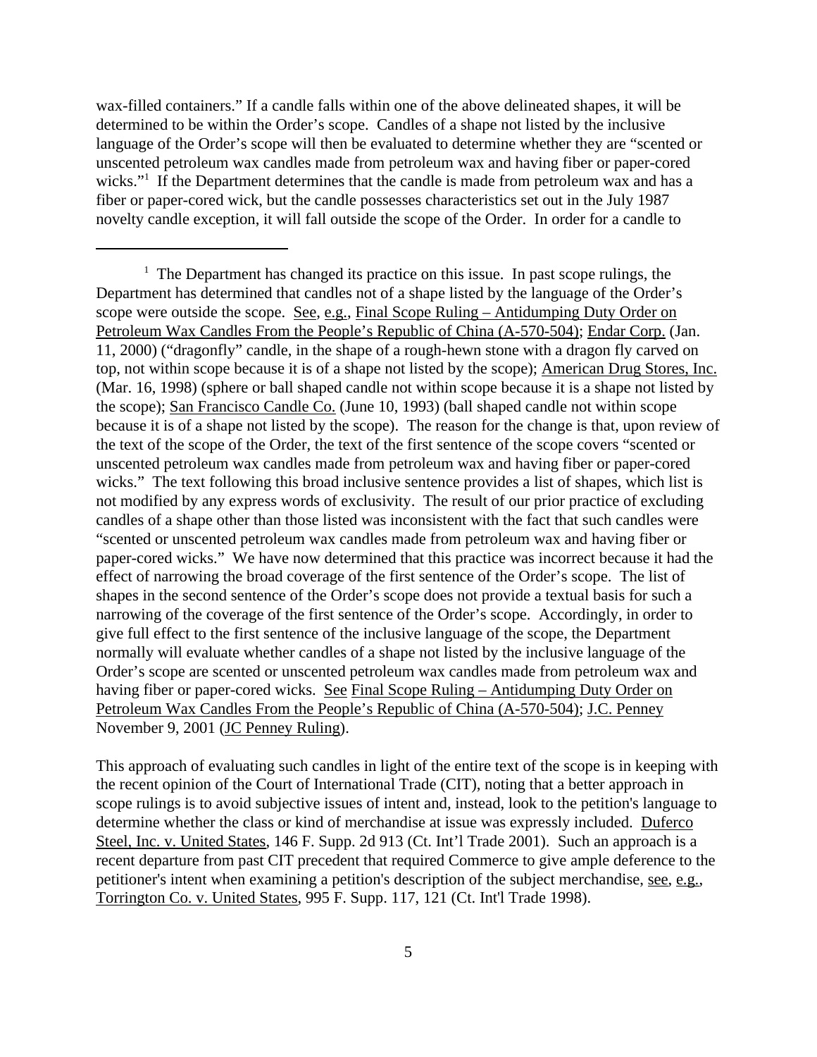wax-filled containers." If a candle falls within one of the above delineated shapes, it will be determined to be within the Order's scope. Candles of a shape not listed by the inclusive language of the Order's scope will then be evaluated to determine whether they are "scented or unscented petroleum wax candles made from petroleum wax and having fiber or paper-cored wicks."[1] If the Department determines that the candle is made from petroleum wax and has a fiber or paper-cored wick, but the candle possesses characteristics set out in the July 1987 novelty candle exception, it will fall outside the scope of the Order. In order for a candle to

---

[1] The Department has changed its practice on this issue. In past scope rulings, the Department has determined that candles not of a shape listed by the language of the Order's scope were outside the scope. See, e.g., Final Scope Ruling – Antidumping Duty Order on Petroleum Wax Candles From the People's Republic of China (A-570-504); Endar Corp. (Jan. 11, 2000) ("dragonfly" candle, in the shape of a rough-hewn stone with a dragon fly carved on top, not within scope because it is of a shape not listed by the scope); American Drug Stores, Inc. (Mar. 16, 1998) (sphere or ball shaped candle not within scope because it is a shape not listed by the scope); San Francisco Candle Co. (June 10, 1993) (ball shaped candle not within scope because it is of a shape not listed by the scope). The reason for the change is that, upon review of the text of the scope of the Order, the text of the first sentence of the scope covers "scented or unscented petroleum wax candles made from petroleum wax and having fiber or paper-cored wicks." The text following this broad inclusive sentence provides a list of shapes, which list is not modified by any express words of exclusivity. The result of our prior practice of excluding candles of a shape other than those listed was inconsistent with the fact that such candles were "scented or unscented petroleum wax candles made from petroleum wax and having fiber or paper-cored wicks." We have now determined that this practice was incorrect because it had the effect of narrowing the broad coverage of the first sentence of the Order's scope. The list of shapes in the second sentence of the Order's scope does not provide a textual basis for such a narrowing of the coverage of the first sentence of the Order's scope. Accordingly, in order to give full effect to the first sentence of the inclusive language of the scope, the Department normally will evaluate whether candles of a shape not listed by the inclusive language of the Order's scope are scented or unscented petroleum wax candles made from petroleum wax and having fiber or paper-cored wicks. See Final Scope Ruling – Antidumping Duty Order on Petroleum Wax Candles From the People's Republic of China (A-570-504); J.C. Penney November 9, 2001 (JC Penney Ruling).

This approach of evaluating such candles in light of the entire text of the scope is in keeping with the recent opinion of the Court of International Trade (CIT), noting that a better approach in scope rulings is to avoid subjective issues of intent and, instead, look to the petition's language to determine whether the class or kind of merchandise at issue was expressly included. Duferco Steel, Inc. v. United States, 146 F. Supp. 2d 913 (Ct. Int'l Trade 2001). Such an approach is a recent departure from past CIT precedent that required Commerce to give ample deference to the petitioner's intent when examining a petition's description of the subject merchandise, see, e.g., Torrington Co. v. United States, 995 F. Supp. 117, 121 (Ct. Int'l Trade 1998).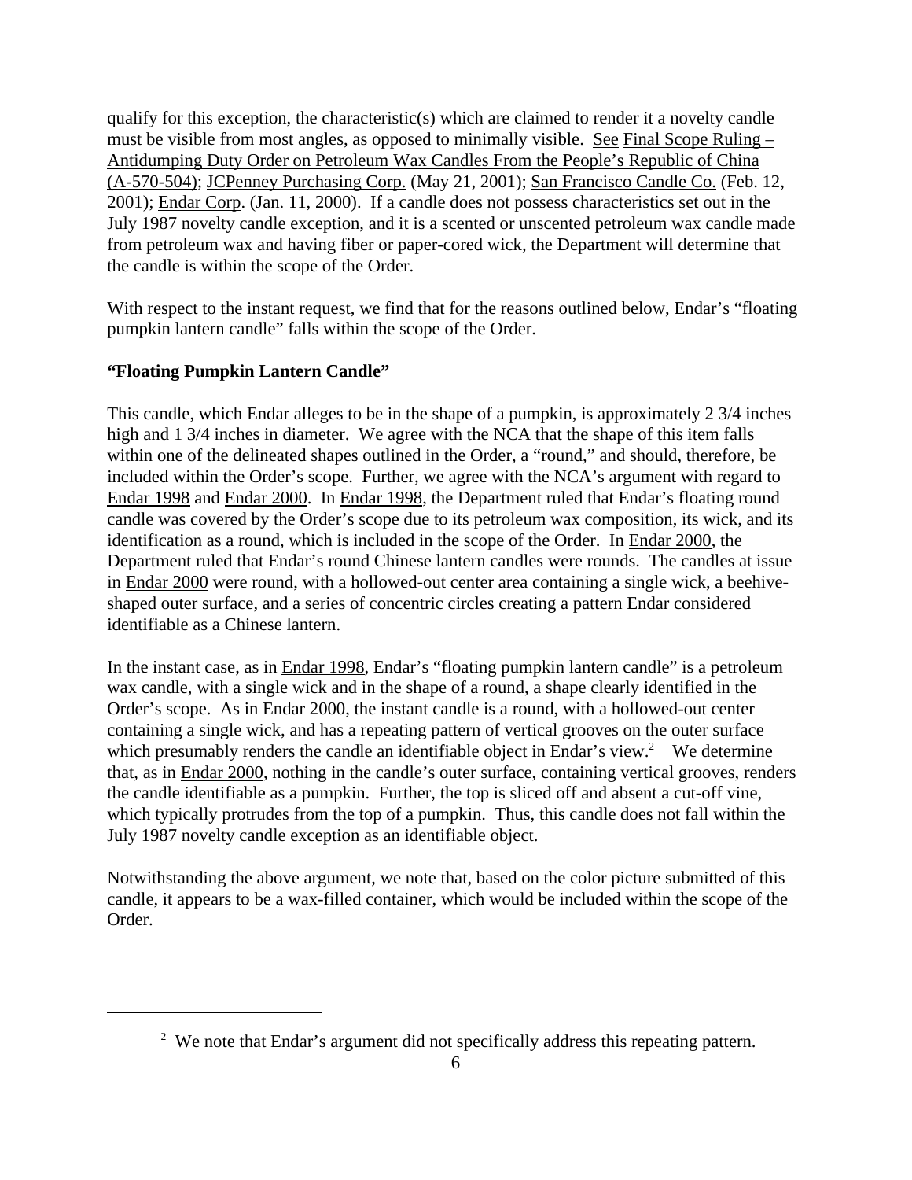qualify for this exception, the characteristic(s) which are claimed to render it a novelty candle must be visible from most angles, as opposed to minimally visible. See Final Scope Ruling – Antidumping Duty Order on Petroleum Wax Candles From the People's Republic of China (A-570-504); JCPenney Purchasing Corp. (May 21, 2001); San Francisco Candle Co. (Feb. 12, 2001); Endar Corp. (Jan. 11, 2000). If a candle does not possess characteristics set out in the July 1987 novelty candle exception, and it is a scented or unscented petroleum wax candle made from petroleum wax and having fiber or paper-cored wick, the Department will determine that the candle is within the scope of the Order.

With respect to the instant request, we find that for the reasons outlined below, Endar's "floating pumpkin lantern candle" falls within the scope of the Order.

**"Floating Pumpkin Lantern Candle"**

This candle, which Endar alleges to be in the shape of a pumpkin, is approximately 2 3/4 inches high and 1 3/4 inches in diameter. We agree with the NCA that the shape of this item falls within one of the delineated shapes outlined in the Order, a "round," and should, therefore, be included within the Order's scope. Further, we agree with the NCA's argument with regard to Endar 1998 and Endar 2000. In Endar 1998, the Department ruled that Endar's floating round candle was covered by the Order's scope due to its petroleum wax composition, its wick, and its identification as a round, which is included in the scope of the Order. In Endar 2000, the Department ruled that Endar's round Chinese lantern candles were rounds. The candles at issue in Endar 2000 were round, with a hollowed-out center area containing a single wick, a beehive-shaped outer surface, and a series of concentric circles creating a pattern Endar considered identifiable as a Chinese lantern.

In the instant case, as in Endar 1998, Endar's "floating pumpkin lantern candle" is a petroleum wax candle, with a single wick and in the shape of a round, a shape clearly identified in the Order's scope. As in Endar 2000, the instant candle is a round, with a hollowed-out center containing a single wick, and has a repeating pattern of vertical grooves on the outer surface which presumably renders the candle an identifiable object in Endar's view.[2] We determine that, as in Endar 2000, nothing in the candle's outer surface, containing vertical grooves, renders the candle identifiable as a pumpkin. Further, the top is sliced off and absent a cut-off vine, which typically protrudes from the top of a pumpkin. Thus, this candle does not fall within the July 1987 novelty candle exception as an identifiable object.

Notwithstanding the above argument, we note that, based on the color picture submitted of this candle, it appears to be a wax-filled container, which would be included within the scope of the Order.

---

[2] We note that Endar's argument did not specifically address this repeating pattern.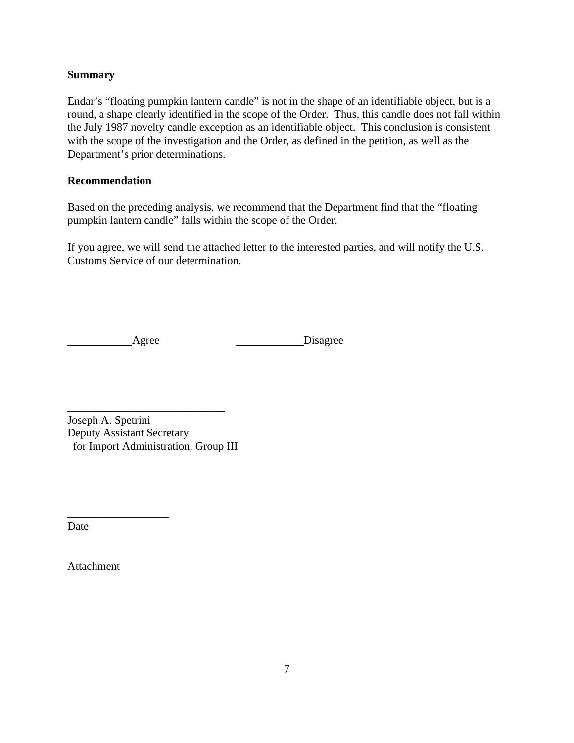**Summary**

Endar's "floating pumpkin lantern candle" is not in the shape of an identifiable object, but is a round, a shape clearly identified in the scope of the Order. Thus, this candle does not fall within the July 1987 novelty candle exception as an identifiable object. This conclusion is consistent with the scope of the investigation and the Order, as defined in the petition, as well as the Department's prior determinations.

**Recommendation**

Based on the preceding analysis, we recommend that the Department find that the "floating pumpkin lantern candle" falls within the scope of the Order.

If you agree, we will send the attached letter to the interested parties, and will notify the U.S. Customs Service of our determination.

\_\_\_\_\_\_\_\_\_\_\_\_ Agree &nbsp;&nbsp;&nbsp;&nbsp;&nbsp;&nbsp;&nbsp;&nbsp;&nbsp;&nbsp;&nbsp;&nbsp; \_\_\_\_\_\_\_\_\_\_\_\_ Disagree

\_\_\_\_\_\_\_\_\_\_\_\_\_\_\_\_\_\_\_\_\_\_\_\_\_\_\_\_\_\_

Joseph A. Spetrini
Deputy Assistant Secretary
for Import Administration, Group III

\_\_\_\_\_\_\_\_\_\_\_\_\_\_\_\_\_\_\_

Date

Attachment